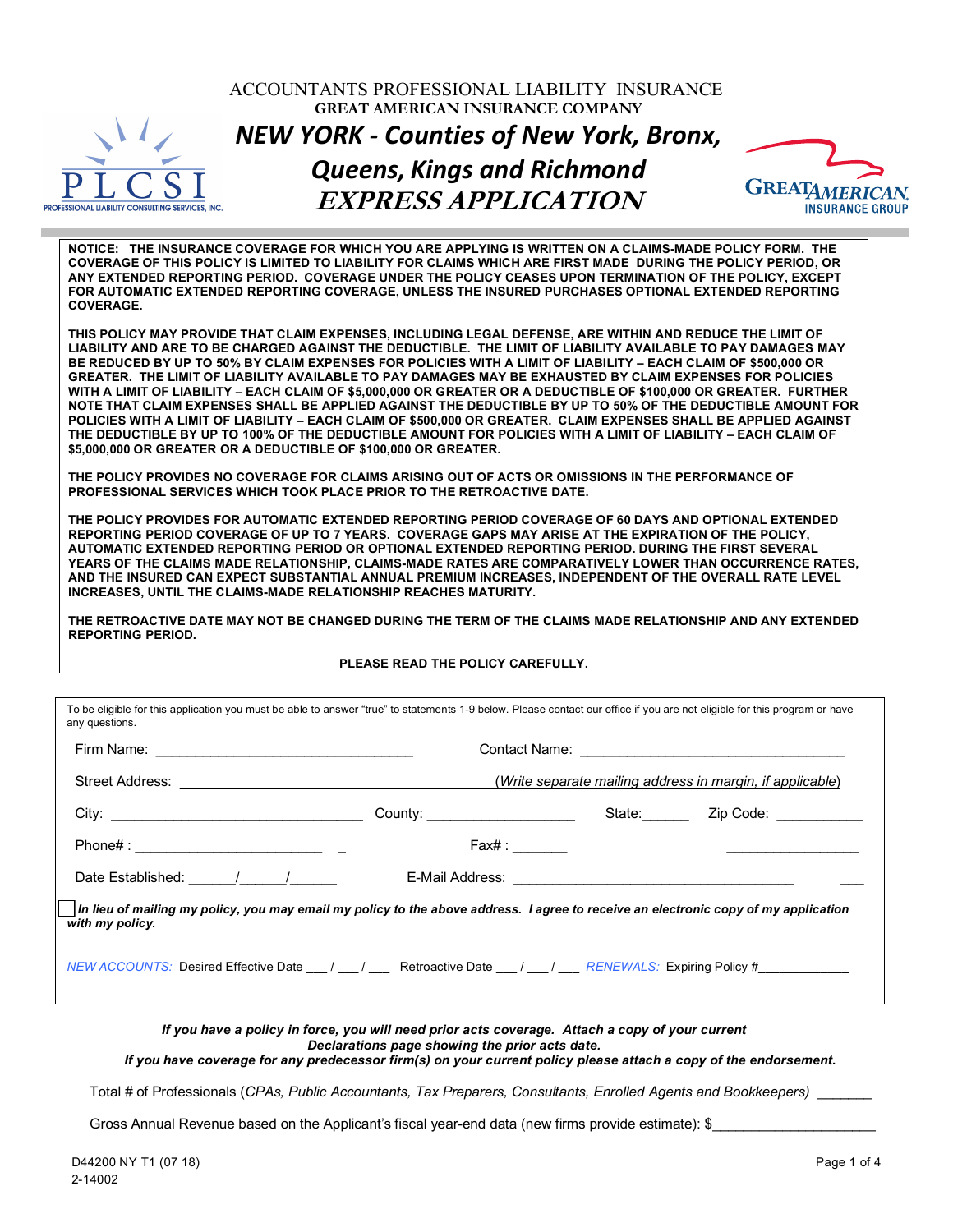# ACCOUNTANTS PROFESSIONAL LIABILITY INSURANCE

**GREAT AMERICAN INSURANCE COMPANY**

## *NEW YORK - Counties of New York, Bronx, Queens, Kings and Richmond*

## *EXPRESS APPLICATION*

**NOTICE: THE INSURANCE COVERAGE FOR WHICH YOU ARE APPLYING IS WRITTEN ON A CLAIMS-MADE POLICY FORM. THE COVERAGE OF THIS POLICY IS LIMITED TO LIABILITY FOR CLAIMS WHICH ARE FIRST MADE DURING THE POLICY PERIOD, OR ANY EXTENDED REPORTING PERIOD. COVERAGE UNDER THE POLICY CEASES UPON TERMINATION OF THE POLICY, EXCEPT FOR AUTOMATIC EXTENDED REPORTING COVERAGE, UNLESS THE INSURED PURCHASES OPTIONAL EXTENDED REPORTING COVERAGE.**

**THIS POLICY MAY PROVIDE THAT CLAIM EXPENSES, INCLUDING LEGAL DEFENSE, ARE WITHIN AND REDUCE THE LIMIT OF LIABILITY AND ARE TO BE CHARGED AGAINST THE DEDUCTIBLE. THE LIMIT OF LIABILITY AVAILABLE TO PAY DAMAGES MAY BE REDUCED BY UP TO 50% BY CLAIM EXPENSES FOR POLICIES WITH A LIMIT OF LIABILITY – EACH CLAIM OF $500,000 OR GREATER. THE LIMIT OF LIABILITY AVAILABLE TO PAY DAMAGES MAY BE EXHAUSTED BY CLAIM EXPENSES FOR POLICIES WITH A LIMIT OF LIABILITY – EACH CLAIM OF $5,000,000 OR GREATER OR A DEDUCTIBLE OF $100,000 OR GREATER. FURTHER NOTE THAT CLAIM EXPENSES SHALL BE APPLIED AGAINST THE DEDUCTIBLE BY UP TO 50% OF THE DEDUCTIBLE AMOUNT FOR POLICIES WITH A LIMIT OF LIABILITY – EACH CLAIM OF $500,000 OR GREATER. CLAIM EXPENSES SHALL BE APPLIED AGAINST THE DEDUCTIBLE BY UP TO 100% OF THE DEDUCTIBLE AMOUNT FOR POLICIES WITH A LIMIT OF LIABILITY – EACH CLAIM OF $5,000,000 OR GREATER OR A DEDUCTIBLE OF $100,000 OR GREATER.**

**THE POLICY PROVIDES NO COVERAGE FOR CLAIMS ARISING OUT OF ACTS OR OMISSIONS IN THE PERFORMANCE OF PROFESSIONAL SERVICES WHICH TOOK PLACE PRIOR TO THE RETROACTIVE DATE.**

**THE POLICY PROVIDES FOR AUTOMATIC EXTENDED REPORTING PERIOD COVERAGE OF 60 DAYS AND OPTIONAL EXTENDED REPORTING PERIOD COVERAGE OF UP TO 7 YEARS. COVERAGE GAPS MAY ARISE AT THE EXPIRATION OF THE POLICY, AUTOMATIC EXTENDED REPORTING PERIOD OR OPTIONAL EXTENDED REPORTING PERIOD. DURING THE FIRST SEVERAL YEARS OF THE CLAIMS MADE RELATIONSHIP, CLAIMS-MADE RATES ARE COMPARATIVELY LOWER THAN OCCURRENCE RATES, AND THE INSURED CAN EXPECT SUBSTANTIAL ANNUAL PREMIUM INCREASES, INDEPENDENT OF THE OVERALL RATE LEVEL INCREASES, UNTIL THE CLAIMS-MADE RELATIONSHIP REACHES MATURITY.**

**THE RETROACTIVE DATE MAY NOT BE CHANGED DURING THE TERM OF THE CLAIMS MADE RELATIONSHIP AND ANY EXTENDED REPORTING PERIOD.**

**PLEASE READ THE POLICY CAREFULLY.**

To be eligible for this application you must be able to answer "true" to statements 1-9 below. Please contact our office if you are not eligible for this program or have any questions.

Firm Name: ________________________________________ Contact Name: ________________________________

Street Address: ________________________________________ (*Write separate mailing address in margin, if applicable*)

City: ________________________________ County: ___________________ State:______ Zip Code: ___________

Phone# : ________________________________________ Fax# : ________________________________________

Date Established: ______/______/______ E-Mail Address: ________________________________________________

☐ ***In lieu of mailing my policy, you may email my policy to the above address. I agree to receive an electronic copy of my application with my policy.***

*NEW ACCOUNTS:* Desired Effective Date ___ / ___ / ___ Retroactive Date ___ / ___ / ___ *RENEWALS:* Expiring Policy #____________

***If you have a policy in force, you will need prior acts coverage. Attach a copy of your current Declarations page showing the prior acts date.***
***If you have coverage for any predecessor firm(s) on your current policy please attach a copy of the endorsement.***

Total # of Professionals (*CPAs, Public Accountants, Tax Preparers, Consultants, Enrolled Agents and Bookkeepers*) _______

Gross Annual Revenue based on the Applicant's fiscal year-end data (new firms provide estimate): $____________________

D44200 NY T1 (07 18)
2-14002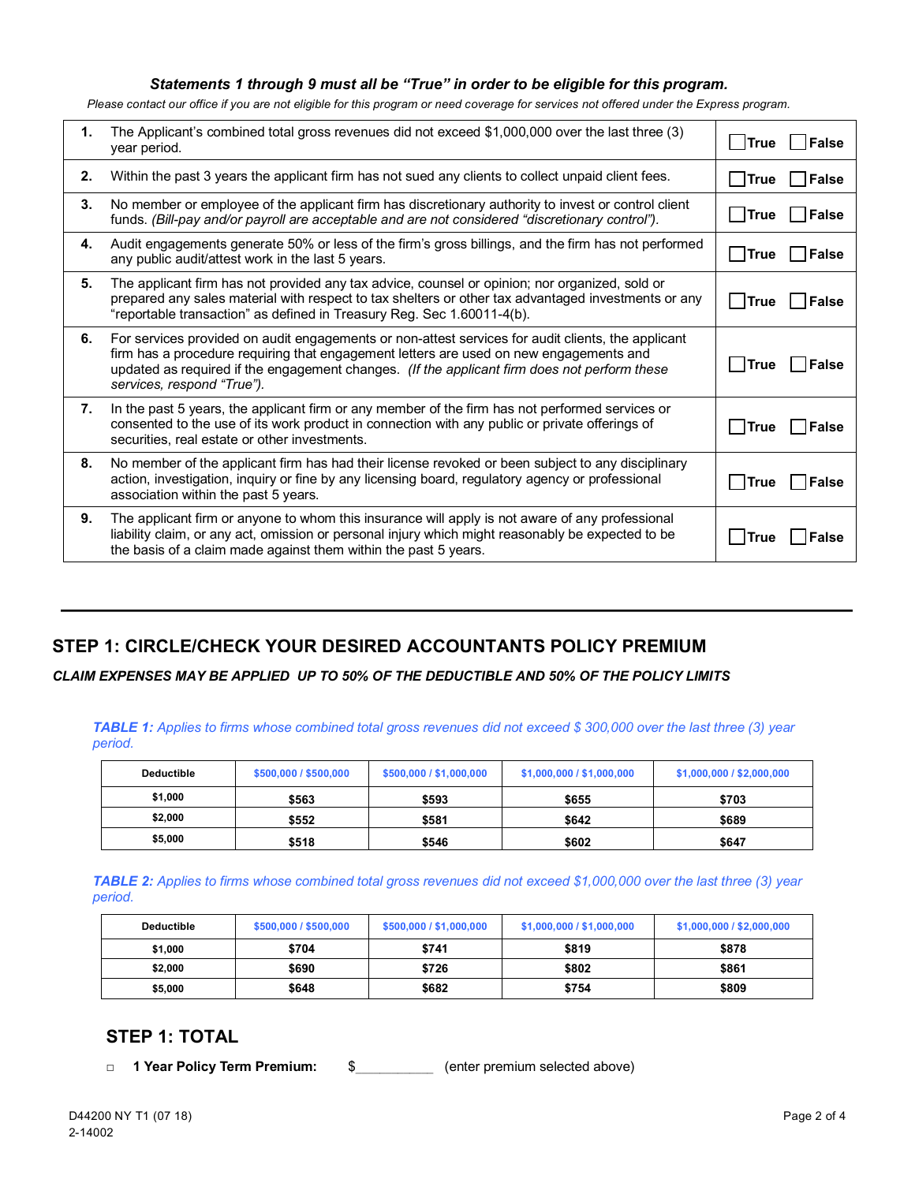***Statements 1 through 9 must all be "True" in order to be eligible for this program.***

*Please contact our office if you are not eligible for this program or need coverage for services not offered under the Express program.*

| # | Statement | Response |
|---|---|---|
| **1.** | The Applicant's combined total gross revenues did not exceed $1,000,000 over the last three (3) year period. | ☐ **True** ☐ **False** |
| **2.** | Within the past 3 years the applicant firm has not sued any clients to collect unpaid client fees. | ☐ **True** ☐ **False** |
| **3.** | No member or employee of the applicant firm has discretionary authority to invest or control client funds. *(Bill-pay and/or payroll are acceptable and are not considered "discretionary control").* | ☐ **True** ☐ **False** |
| **4.** | Audit engagements generate 50% or less of the firm's gross billings, and the firm has not performed any public audit/attest work in the last 5 years. | ☐ **True** ☐ **False** |
| **5.** | The applicant firm has not provided any tax advice, counsel or opinion; nor organized, sold or prepared any sales material with respect to tax shelters or other tax advantaged investments or any "reportable transaction" as defined in Treasury Reg. Sec 1.60011-4(b). | ☐ **True** ☐ **False** |
| **6.** | For services provided on audit engagements or non-attest services for audit clients, the applicant firm has a procedure requiring that engagement letters are used on new engagements and updated as required if the engagement changes. *(If the applicant firm does not perform these services, respond "True").* | ☐ **True** ☐ **False** |
| **7.** | In the past 5 years, the applicant firm or any member of the firm has not performed services or consented to the use of its work product in connection with any public or private offerings of securities, real estate or other investments. | ☐ **True** ☐ **False** |
| **8.** | No member of the applicant firm has had their license revoked or been subject to any disciplinary action, investigation, inquiry or fine by any licensing board, regulatory agency or professional association within the past 5 years. | ☐ **True** ☐ **False** |
| **9.** | The applicant firm or anyone to whom this insurance will apply is not aware of any professional liability claim, or any act, omission or personal injury which might reasonably be expected to be the basis of a claim made against them within the past 5 years. | ☐ **True** ☐ **False** |

---

## STEP 1: CIRCLE/CHECK YOUR DESIRED ACCOUNTANTS POLICY PREMIUM

***CLAIM EXPENSES MAY BE APPLIED UP TO 50% OF THE DEDUCTIBLE AND 50% OF THE POLICY LIMITS***

***TABLE 1:*** *Applies to firms whose combined total gross revenues did not exceed $ 300,000 over the last three (3) year period.*

| Deductible | $500,000 / $500,000 | $500,000 / $1,000,000 | $1,000,000 / $1,000,000 | $1,000,000 / $2,000,000 |
|---|---|---|---|---|
| $1,000 | $563 | $593 | $655 | $703 |
| $2,000 | $552 | $581 | $642 | $689 |
| $5,000 | $518 | $546 | $602 | $647 |

***TABLE 2:*** *Applies to firms whose combined total gross revenues did not exceed $1,000,000 over the last three (3) year period.*

| Deductible | $500,000 / $500,000 | $500,000 / $1,000,000 | $1,000,000 / $1,000,000 | $1,000,000 / $2,000,000 |
|---|---|---|---|---|
| $1,000 | $704 | $741 | $819 | $878 |
| $2,000 | $690 | $726 | $802 | $861 |
| $5,000 | $648 | $682 | $754 | $809 |

## STEP 1: TOTAL

☐ **1 Year Policy Term Premium:** $__________ (enter premium selected above)

D44200 NY T1 (07 18)
2-14002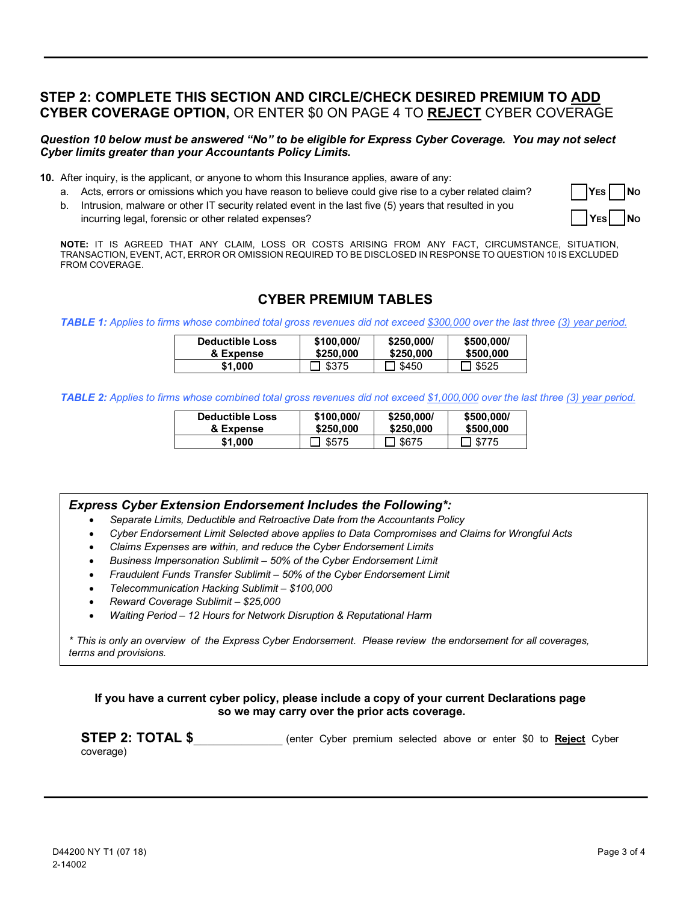## STEP 2: COMPLETE THIS SECTION AND CIRCLE/CHECK DESIRED PREMIUM TO ADD CYBER COVERAGE OPTION, OR ENTER $0 ON PAGE 4 TO REJECT CYBER COVERAGE

***Question 10 below must be answered "No" to be eligible for Express Cyber Coverage. You may not select Cyber limits greater than your Accountants Policy Limits.***

**10.** After inquiry, is the applicant, or anyone to whom this Insurance applies, aware of any:

a. Acts, errors or omissions which you have reason to believe could give rise to a cyber related claim? ☐ YES ☐ NO

b. Intrusion, malware or other IT security related event in the last five (5) years that resulted in you incurring legal, forensic or other related expenses? ☐ YES ☐ NO

**NOTE:** IT IS AGREED THAT ANY CLAIM, LOSS OR COSTS ARISING FROM ANY FACT, CIRCUMSTANCE, SITUATION, TRANSACTION, EVENT, ACT, ERROR OR OMISSION REQUIRED TO BE DISCLOSED IN RESPONSE TO QUESTION 10 IS EXCLUDED FROM COVERAGE.

### CYBER PREMIUM TABLES

***TABLE 1:*** *Applies to firms whose combined total gross revenues did not exceed $300,000 over the last three (3) year period.*

| Deductible Loss & Expense | $100,000/ $250,000 | $250,000/ $250,000 | $500,000/ $500,000 |
|---|---|---|---|
| $1,000 | ☐ $375 | ☐ $450 | ☐ $525 |

***TABLE 2:*** *Applies to firms whose combined total gross revenues did not exceed $1,000,000 over the last three (3) year period.*

| Deductible Loss & Expense | $100,000/ $250,000 | $250,000/ $250,000 | $500,000/ $500,000 |
|---|---|---|---|
| $1,000 | ☐ $575 | ☐ $675 | ☐ $775 |

***Express Cyber Extension Endorsement Includes the Following\*:***

- *Separate Limits, Deductible and Retroactive Date from the Accountants Policy*
- *Cyber Endorsement Limit Selected above applies to Data Compromises and Claims for Wrongful Acts*
- *Claims Expenses are within, and reduce the Cyber Endorsement Limits*
- *Business Impersonation Sublimit – 50% of the Cyber Endorsement Limit*
- *Fraudulent Funds Transfer Sublimit – 50% of the Cyber Endorsement Limit*
- *Telecommunication Hacking Sublimit – $100,000*
- *Reward Coverage Sublimit – $25,000*
- *Waiting Period – 12 Hours for Network Disruption & Reputational Harm*

*\* This is only an overview of the Express Cyber Endorsement. Please review the endorsement for all coverages, terms and provisions.*

**If you have a current cyber policy, please include a copy of your current Declarations page so we may carry over the prior acts coverage.**

**STEP 2: TOTAL $**_____________ (enter Cyber premium selected above or enter $0 to **Reject** Cyber coverage)

D44200 NY T1 (07 18)
2-14002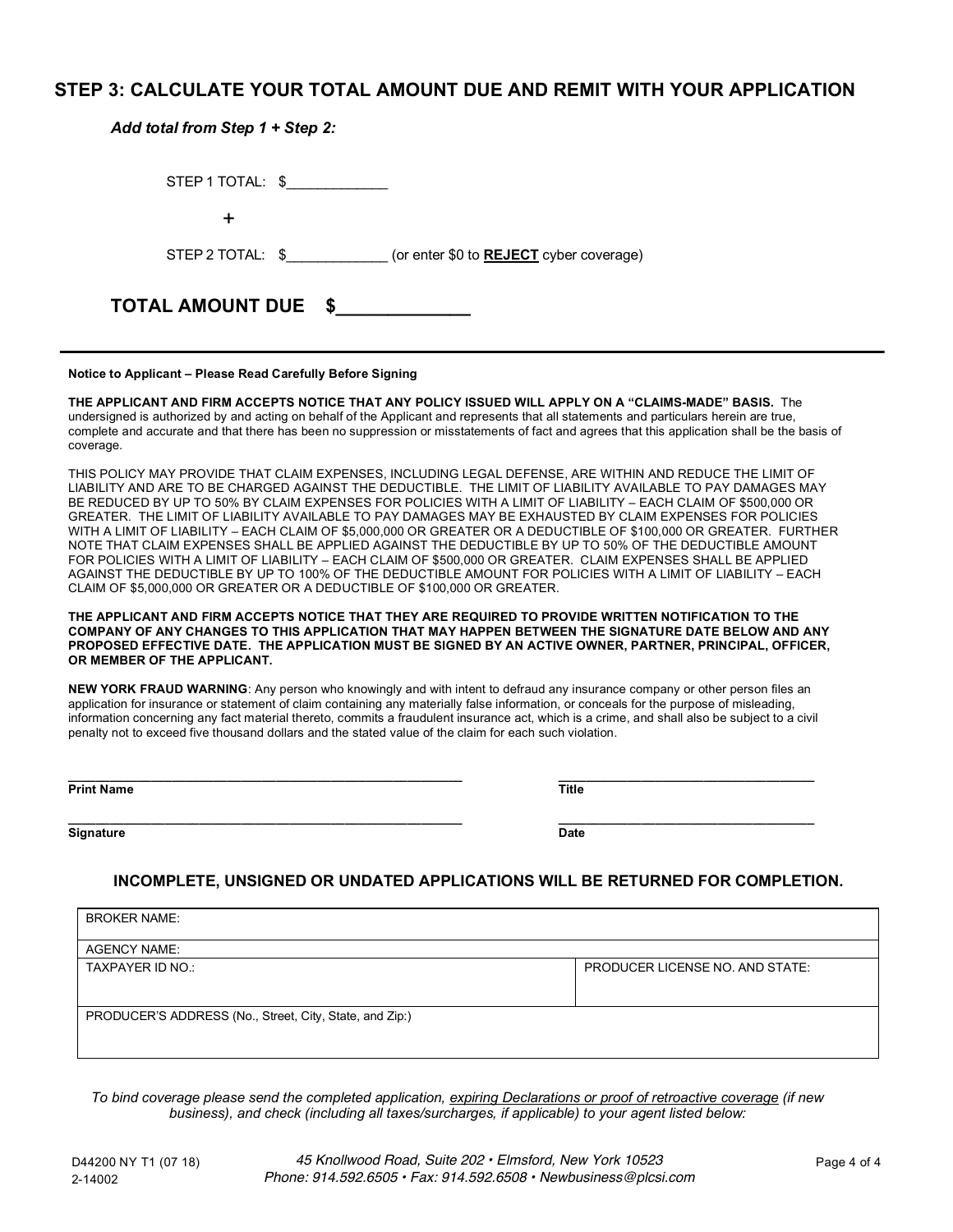## STEP 3: CALCULATE YOUR TOTAL AMOUNT DUE AND REMIT WITH YOUR APPLICATION

*Add total from Step 1 + Step 2:*

STEP 1 TOTAL: $____________

+

STEP 2 TOTAL: $____________ (or enter $0 to **REJECT** cyber coverage)

**TOTAL AMOUNT DUE $____________**

---

**Notice to Applicant – Please Read Carefully Before Signing**

**THE APPLICANT AND FIRM ACCEPTS NOTICE THAT ANY POLICY ISSUED WILL APPLY ON A "CLAIMS-MADE" BASIS.** The undersigned is authorized by and acting on behalf of the Applicant and represents that all statements and particulars herein are true, complete and accurate and that there has been no suppression or misstatements of fact and agrees that this application shall be the basis of coverage.

THIS POLICY MAY PROVIDE THAT CLAIM EXPENSES, INCLUDING LEGAL DEFENSE, ARE WITHIN AND REDUCE THE LIMIT OF LIABILITY AND ARE TO BE CHARGED AGAINST THE DEDUCTIBLE. THE LIMIT OF LIABILITY AVAILABLE TO PAY DAMAGES MAY BE REDUCED BY UP TO 50% BY CLAIM EXPENSES FOR POLICIES WITH A LIMIT OF LIABILITY – EACH CLAIM OF $500,000 OR GREATER. THE LIMIT OF LIABILITY AVAILABLE TO PAY DAMAGES MAY BE EXHAUSTED BY CLAIM EXPENSES FOR POLICIES WITH A LIMIT OF LIABILITY – EACH CLAIM OF $5,000,000 OR GREATER OR A DEDUCTIBLE OF $100,000 OR GREATER. FURTHER NOTE THAT CLAIM EXPENSES SHALL BE APPLIED AGAINST THE DEDUCTIBLE BY UP TO 50% OF THE DEDUCTIBLE AMOUNT FOR POLICIES WITH A LIMIT OF LIABILITY – EACH CLAIM OF $500,000 OR GREATER. CLAIM EXPENSES SHALL BE APPLIED AGAINST THE DEDUCTIBLE BY UP TO 100% OF THE DEDUCTIBLE AMOUNT FOR POLICIES WITH A LIMIT OF LIABILITY – EACH CLAIM OF $5,000,000 OR GREATER OR A DEDUCTIBLE OF $100,000 OR GREATER.

**THE APPLICANT AND FIRM ACCEPTS NOTICE THAT THEY ARE REQUIRED TO PROVIDE WRITTEN NOTIFICATION TO THE COMPANY OF ANY CHANGES TO THIS APPLICATION THAT MAY HAPPEN BETWEEN THE SIGNATURE DATE BELOW AND ANY PROPOSED EFFECTIVE DATE. THE APPLICATION MUST BE SIGNED BY AN ACTIVE OWNER, PARTNER, PRINCIPAL, OFFICER, OR MEMBER OF THE APPLICANT.**

**NEW YORK FRAUD WARNING**: Any person who knowingly and with intent to defraud any insurance company or other person files an application for insurance or statement of claim containing any materially false information, or conceals for the purpose of misleading, information concerning any fact material thereto, commits a fraudulent insurance act, which is a crime, and shall also be subject to a civil penalty not to exceed five thousand dollars and the stated value of the claim for each such violation.

| | |
|---|---|
| ______________________________ **Print Name** | ______________________________ **Title** |
| ______________________________ **Signature** | ______________________________ **Date** |

### INCOMPLETE, UNSIGNED OR UNDATED APPLICATIONS WILL BE RETURNED FOR COMPLETION.

| | |
|---|---|
| BROKER NAME: | |
| AGENCY NAME: | |
| TAXPAYER ID NO.: | PRODUCER LICENSE NO. AND STATE: |
| PRODUCER'S ADDRESS (No., Street, City, State, and Zip:) | |

*To bind coverage please send the completed application, expiring Declarations or proof of retroactive coverage (if new business), and check (including all taxes/surcharges, if applicable) to your agent listed below:*

D44200 NY T1 (07 18)
2-14002

*45 Knollwood Road, Suite 202 • Elmsford, New York 10523*
*Phone: 914.592.6505 • Fax: 914.592.6508 • Newbusiness@plcsi.com*